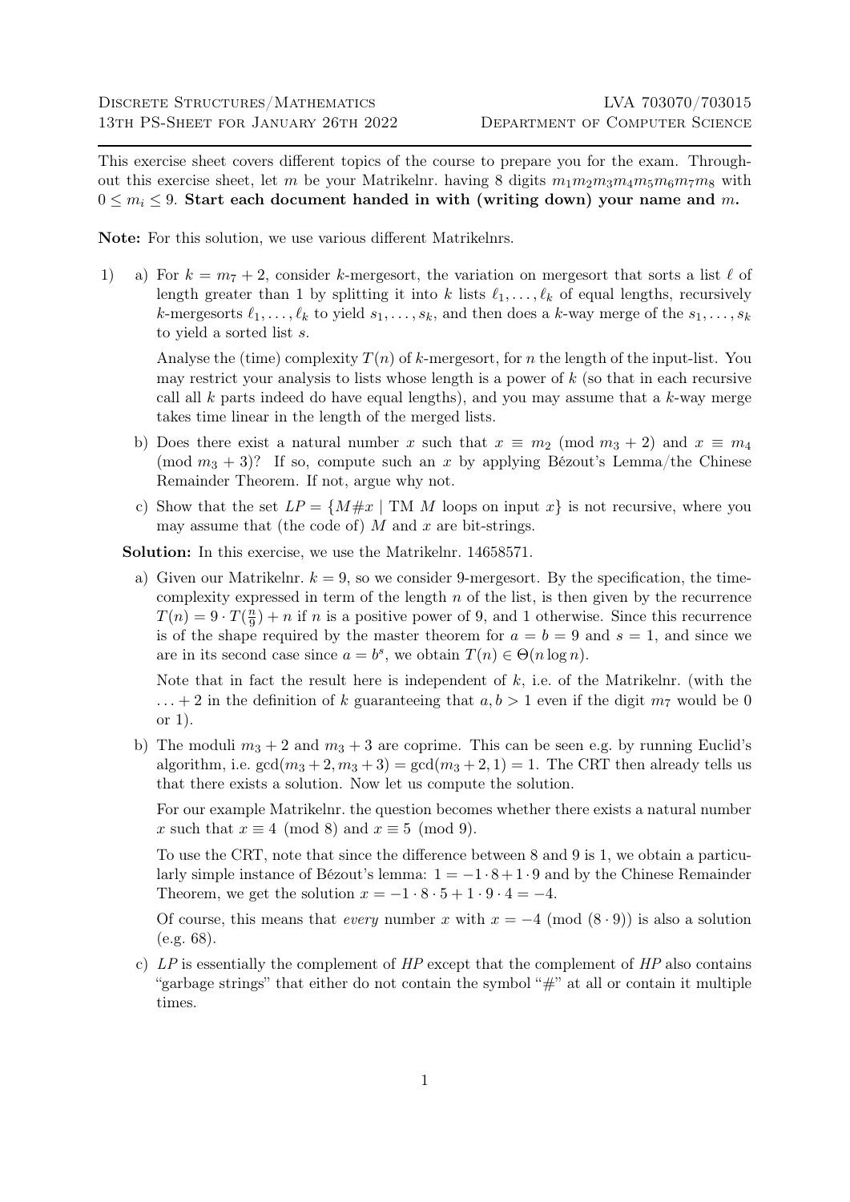Discrete Structures/Mathematics — LVA 703070/703015

13th PS-Sheet for January 26th 2022 — Department of Computer Science

This exercise sheet covers different topics of the course to prepare you for the exam. Throughout this exercise sheet, let $m$ be your Matrikelnr. having 8 digits $m_1m_2m_3m_4m_5m_6m_7m_8$ with $0 \leq m_i \leq 9$. **Start each document handed in with (writing down) your name and $m$.**

**Note:** For this solution, we use various different Matrikelnrs.

1) a) For $k = m_7 + 2$, consider $k$-mergesort, the variation on mergesort that sorts a list $\ell$ of length greater than 1 by splitting it into $k$ lists $\ell_1, \dots, \ell_k$ of equal lengths, recursively $k$-mergesorts $\ell_1, \dots, \ell_k$ to yield $s_1, \dots, s_k$, and then does a $k$-way merge of the $s_1, \dots, s_k$ to yield a sorted list $s$.

Analyse the (time) complexity $T(n)$ of $k$-mergesort, for $n$ the length of the input-list. You may restrict your analysis to lists whose length is a power of $k$ (so that in each recursive call all $k$ parts indeed do have equal lengths), and you may assume that a $k$-way merge takes time linear in the length of the merged lists.

b) Does there exist a natural number $x$ such that $x \equiv m_2 \pmod{m_3 + 2}$ and $x \equiv m_4 \pmod{m_3 + 3}$? If so, compute such an $x$ by applying Bézout's Lemma/the Chinese Remainder Theorem. If not, argue why not.

c) Show that the set $LP = \{M\#x \mid \text{TM } M \text{ loops on input } x\}$ is not recursive, where you may assume that (the code of) $M$ and $x$ are bit-strings.

**Solution:** In this exercise, we use the Matrikelnr. 14658571.

a) Given our Matrikelnr. $k = 9$, so we consider 9-mergesort. By the specification, the time-complexity expressed in term of the length $n$ of the list, is then given by the recurrence $T(n) = 9 \cdot T(\frac{n}{9}) + n$ if $n$ is a positive power of 9, and 1 otherwise. Since this recurrence is of the shape required by the master theorem for $a = b = 9$ and $s = 1$, and since we are in its second case since $a = b^s$, we obtain $T(n) \in \Theta(n \log n)$.

Note that in fact the result here is independent of $k$, i.e. of the Matrikelnr. (with the $\ldots + 2$ in the definition of $k$ guaranteeing that $a, b > 1$ even if the digit $m_7$ would be 0 or 1).

b) The moduli $m_3 + 2$ and $m_3 + 3$ are coprime. This can be seen e.g. by running Euclid's algorithm, i.e. $\gcd(m_3 + 2, m_3 + 3) = \gcd(m_3 + 2, 1) = 1$. The CRT then already tells us that there exists a solution. Now let us compute the solution.

For our example Matrikelnr. the question becomes whether there exists a natural number $x$ such that $x \equiv 4 \pmod 8$ and $x \equiv 5 \pmod 9$.

To use the CRT, note that since the difference between 8 and 9 is 1, we obtain a particularly simple instance of Bézout's lemma: $1 = -1 \cdot 8 + 1 \cdot 9$ and by the Chinese Remainder Theorem, we get the solution $x = -1 \cdot 8 \cdot 5 + 1 \cdot 9 \cdot 4 = -4$.

Of course, this means that *every* number $x$ with $x = -4 \pmod{(8 \cdot 9)}$ is also a solution (e.g. 68).

c) *LP* is essentially the complement of *HP* except that the complement of *HP* also contains "garbage strings" that either do not contain the symbol "#" at all or contain it multiple times.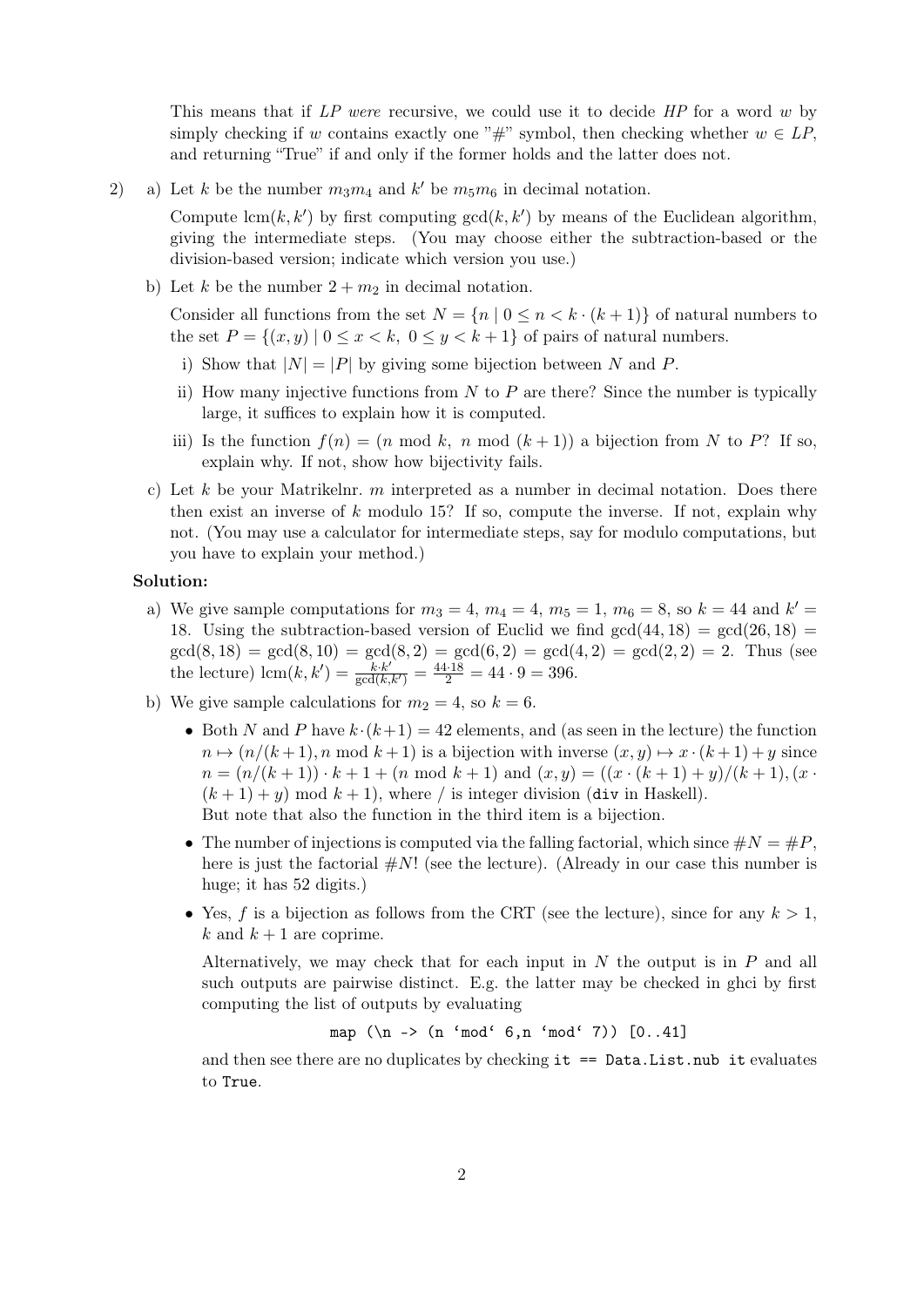This means that if $LP$ *were* recursive, we could use it to decide $HP$ for a word $w$ by simply checking if $w$ contains exactly one "#" symbol, then checking whether $w \in LP$, and returning "True" if and only if the former holds and the latter does not.

2) a) Let $k$ be the number $m_3m_4$ and $k'$ be $m_5m_6$ in decimal notation.

   Compute $\text{lcm}(k, k')$ by first computing $\gcd(k, k')$ by means of the Euclidean algorithm, giving the intermediate steps. (You may choose either the subtraction-based or the division-based version; indicate which version you use.)

   b) Let $k$ be the number $2 + m_2$ in decimal notation.

   Consider all functions from the set $N = \{n \mid 0 \leq n < k \cdot (k+1)\}$ of natural numbers to the set $P = \{(x, y) \mid 0 \leq x < k,\ 0 \leq y < k+1\}$ of pairs of natural numbers.

   i) Show that $|N| = |P|$ by giving some bijection between $N$ and $P$.

   ii) How many injective functions from $N$ to $P$ are there? Since the number is typically large, it suffices to explain how it is computed.

   iii) Is the function $f(n) = (n \bmod k,\ n \bmod (k+1))$ a bijection from $N$ to $P$? If so, explain why. If not, show how bijectivity fails.

   c) Let $k$ be your Matrikelnr. $m$ interpreted as a number in decimal notation. Does there then exist an inverse of $k$ modulo 15? If so, compute the inverse. If not, explain why not. (You may use a calculator for intermediate steps, say for modulo computations, but you have to explain your method.)

**Solution:**

a) We give sample computations for $m_3 = 4$, $m_4 = 4$, $m_5 = 1$, $m_6 = 8$, so $k = 44$ and $k' = 18$. Using the subtraction-based version of Euclid we find $\gcd(44, 18) = \gcd(26, 18) = \gcd(8, 18) = \gcd(8, 10) = \gcd(8, 2) = \gcd(6, 2) = \gcd(4, 2) = \gcd(2, 2) = 2$. Thus (see the lecture) $\text{lcm}(k, k') = \frac{k \cdot k'}{\gcd(k,k')} = \frac{44 \cdot 18}{2} = 44 \cdot 9 = 396$.

b) We give sample calculations for $m_2 = 4$, so $k = 6$.

- Both $N$ and $P$ have $k \cdot (k+1) = 42$ elements, and (as seen in the lecture) the function $n \mapsto (n/(k+1), n \bmod k+1)$ is a bijection with inverse $(x, y) \mapsto x \cdot (k+1) + y$ since $n = (n/(k+1)) \cdot k + 1 + (n \bmod k+1)$ and $(x, y) = ((x \cdot (k+1) + y)/(k+1), (x \cdot (k+1) + y) \bmod k+1)$, where $/$ is integer division (`div` in Haskell).
  But note that also the function in the third item is a bijection.

- The number of injections is computed via the falling factorial, which since $\#N = \#P$, here is just the factorial $\#N!$ (see the lecture). (Already in our case this number is huge; it has 52 digits.)

- Yes, $f$ is a bijection as follows from the CRT (see the lecture), since for any $k > 1$, $k$ and $k+1$ are coprime.

  Alternatively, we may check that for each input in $N$ the output is in $P$ and all such outputs are pairwise distinct. E.g. the latter may be checked in ghci by first computing the list of outputs by evaluating

  ```
  map (\n -> (n `mod` 6,n `mod` 7)) [0..41]
  ```

  and then see there are no duplicates by checking `it == Data.List.nub it` evaluates to `True`.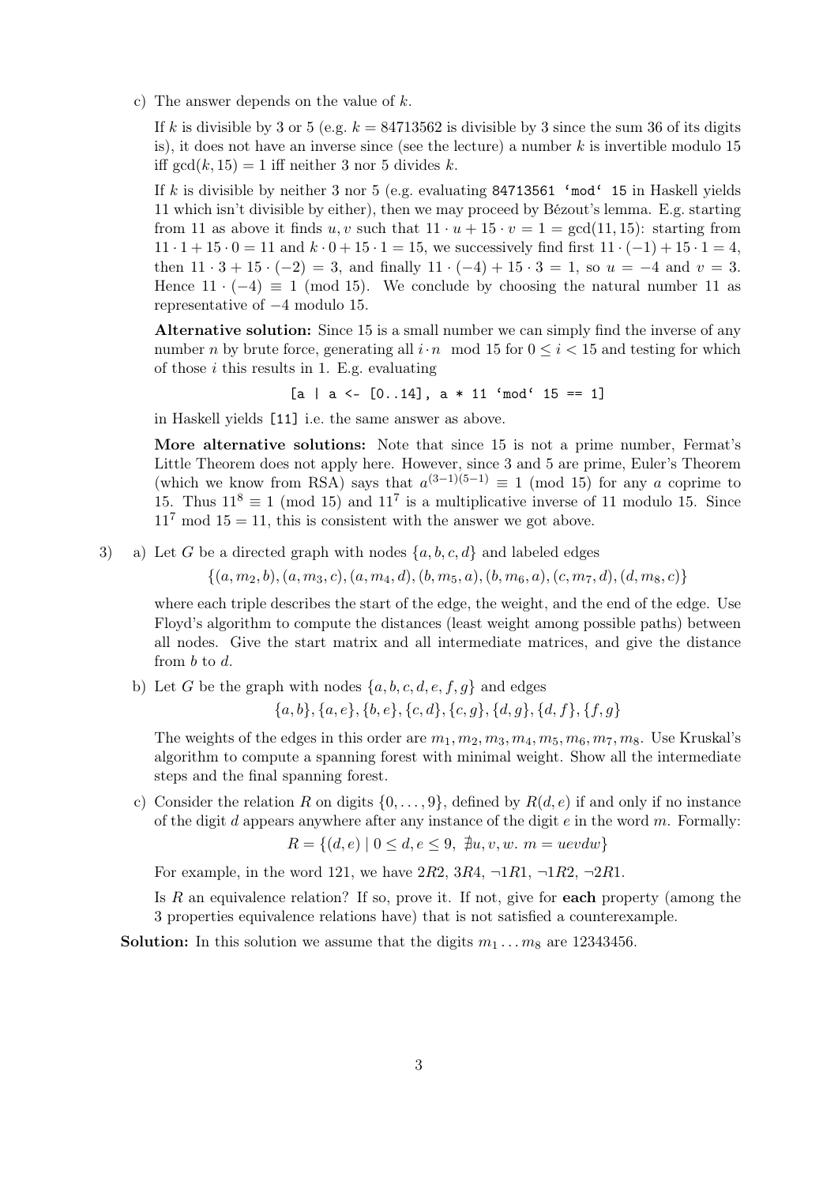c) The answer depends on the value of $k$.

If $k$ is divisible by 3 or 5 (e.g. $k = 84713562$ is divisible by 3 since the sum 36 of its digits is), it does not have an inverse since (see the lecture) a number $k$ is invertible modulo 15 iff $\gcd(k, 15) = 1$ iff neither 3 nor 5 divides $k$.

If $k$ is divisible by neither 3 nor 5 (e.g. evaluating `84713561 'mod' 15` in Haskell yields 11 which isn't divisible by either), then we may proceed by Bézout's lemma. E.g. starting from 11 as above it finds $u, v$ such that $11 \cdot u + 15 \cdot v = 1 = \gcd(11, 15)$: starting from $11 \cdot 1 + 15 \cdot 0 = 11$ and $k \cdot 0 + 15 \cdot 1 = 15$, we successively find first $11 \cdot (-1) + 15 \cdot 1 = 4$, then $11 \cdot 3 + 15 \cdot (-2) = 3$, and finally $11 \cdot (-4) + 15 \cdot 3 = 1$, so $u = -4$ and $v = 3$. Hence $11 \cdot (-4) \equiv 1 \pmod{15}$. We conclude by choosing the natural number 11 as representative of $-4$ modulo 15.

**Alternative solution:** Since 15 is a small number we can simply find the inverse of any number $n$ by brute force, generating all $i \cdot n \mod 15$ for $0 \leq i < 15$ and testing for which of those $i$ this results in 1. E.g. evaluating

```
[a | a <- [0..14], a * 11 'mod' 15 == 1]
```

in Haskell yields `[11]` i.e. the same answer as above.

**More alternative solutions:** Note that since 15 is not a prime number, Fermat's Little Theorem does not apply here. However, since 3 and 5 are prime, Euler's Theorem (which we know from RSA) says that $a^{(3-1)(5-1)} \equiv 1 \pmod{15}$ for any $a$ coprime to 15. Thus $11^8 \equiv 1 \pmod{15}$ and $11^7$ is a multiplicative inverse of 11 modulo 15. Since $11^7 \mod 15 = 11$, this is consistent with the answer we got above.

3) a) Let $G$ be a directed graph with nodes $\{a, b, c, d\}$ and labeled edges

$$\{(a, m_2, b), (a, m_3, c), (a, m_4, d), (b, m_5, a), (b, m_6, a), (c, m_7, d), (d, m_8, c)\}$$

where each triple describes the start of the edge, the weight, and the end of the edge. Use Floyd's algorithm to compute the distances (least weight among possible paths) between all nodes. Give the start matrix and all intermediate matrices, and give the distance from $b$ to $d$.

b) Let $G$ be the graph with nodes $\{a, b, c, d, e, f, g\}$ and edges

$$\{a, b\}, \{a, e\}, \{b, e\}, \{c, d\}, \{c, g\}, \{d, g\}, \{d, f\}, \{f, g\}$$

The weights of the edges in this order are $m_1, m_2, m_3, m_4, m_5, m_6, m_7, m_8$. Use Kruskal's algorithm to compute a spanning forest with minimal weight. Show all the intermediate steps and the final spanning forest.

c) Consider the relation $R$ on digits $\{0, \ldots, 9\}$, defined by $R(d, e)$ if and only if no instance of the digit $d$ appears anywhere after any instance of the digit $e$ in the word $m$. Formally:

$$R = \{(d, e) \mid 0 \leq d, e \leq 9, \ \nexists u, v, w. \ m = uevdw\}$$

For example, in the word 121, we have $2R2$, $3R4$, $\neg 1R1$, $\neg 1R2$, $\neg 2R1$.

Is $R$ an equivalence relation? If so, prove it. If not, give for **each** property (among the 3 properties equivalence relations have) that is not satisfied a counterexample.

**Solution:** In this solution we assume that the digits $m_1 \ldots m_8$ are 12343456.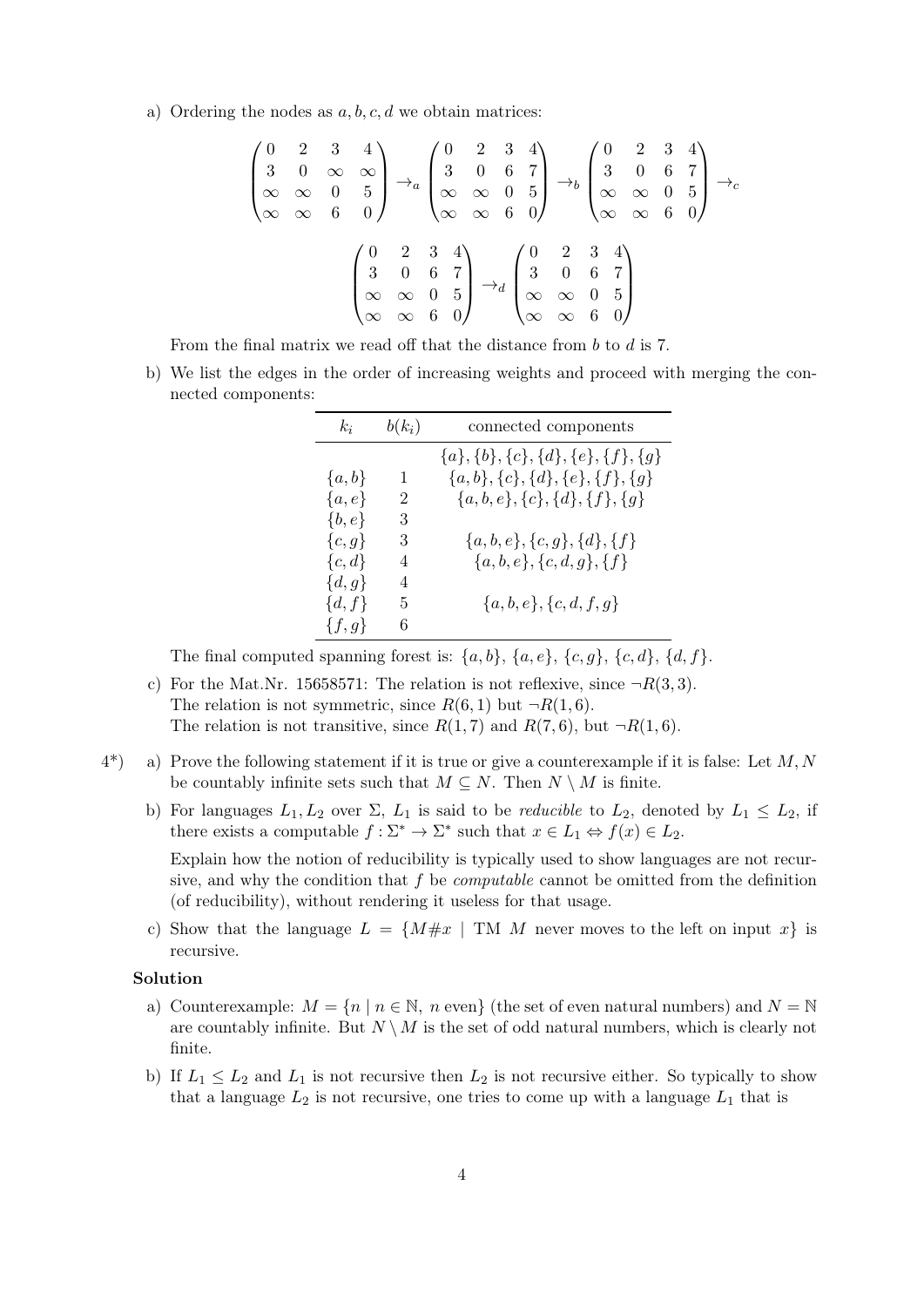a) Ordering the nodes as $a, b, c, d$ we obtain matrices:

$$\begin{pmatrix} 0 & 2 & 3 & 4 \\ 3 & 0 & \infty & \infty \\ \infty & \infty & 0 & 5 \\ \infty & \infty & 6 & 0 \end{pmatrix} \to_a \begin{pmatrix} 0 & 2 & 3 & 4 \\ 3 & 0 & 6 & 7 \\ \infty & \infty & 0 & 5 \\ \infty & \infty & 6 & 0 \end{pmatrix} \to_b \begin{pmatrix} 0 & 2 & 3 & 4 \\ 3 & 0 & 6 & 7 \\ \infty & \infty & 0 & 5 \\ \infty & \infty & 6 & 0 \end{pmatrix} \to_c$$

$$\begin{pmatrix} 0 & 2 & 3 & 4 \\ 3 & 0 & 6 & 7 \\ \infty & \infty & 0 & 5 \\ \infty & \infty & 6 & 0 \end{pmatrix} \to_d \begin{pmatrix} 0 & 2 & 3 & 4 \\ 3 & 0 & 6 & 7 \\ \infty & \infty & 0 & 5 \\ \infty & \infty & 6 & 0 \end{pmatrix}$$

From the final matrix we read off that the distance from $b$ to $d$ is 7.

b) We list the edges in the order of increasing weights and proceed with merging the connected components:

| $k_i$ | $b(k_i)$ | connected components |
|---|---|---|
| | | $\{a\}, \{b\}, \{c\}, \{d\}, \{e\}, \{f\}, \{g\}$ |
| $\{a, b\}$ | 1 | $\{a, b\}, \{c\}, \{d\}, \{e\}, \{f\}, \{g\}$ |
| $\{a, e\}$ | 2 | $\{a, b, e\}, \{c\}, \{d\}, \{f\}, \{g\}$ |
| $\{b, e\}$ | 3 | |
| $\{c, g\}$ | 3 | $\{a, b, e\}, \{c, g\}, \{d\}, \{f\}$ |
| $\{c, d\}$ | 4 | $\{a, b, e\}, \{c, d, g\}, \{f\}$ |
| $\{d, g\}$ | 4 | |
| $\{d, f\}$ | 5 | $\{a, b, e\}, \{c, d, f, g\}$ |
| $\{f, g\}$ | 6 | |

The final computed spanning forest is: $\{a, b\}$, $\{a, e\}$, $\{c, g\}$, $\{c, d\}$, $\{d, f\}$.

c) For the Mat.Nr. 15658571: The relation is not reflexive, since $\neg R(3, 3)$.
The relation is not symmetric, since $R(6, 1)$ but $\neg R(1, 6)$.
The relation is not transitive, since $R(1, 7)$ and $R(7, 6)$, but $\neg R(1, 6)$.

4*) a) Prove the following statement if it is true or give a counterexample if it is false: Let $M, N$ be countably infinite sets such that $M \subseteq N$. Then $N \setminus M$ is finite.

b) For languages $L_1, L_2$ over $\Sigma$, $L_1$ is said to be *reducible* to $L_2$, denoted by $L_1 \leq L_2$, if there exists a computable $f : \Sigma^* \to \Sigma^*$ such that $x \in L_1 \Leftrightarrow f(x) \in L_2$.

Explain how the notion of reducibility is typically used to show languages are not recursive, and why the condition that $f$ be *computable* cannot be omitted from the definition (of reducibility), without rendering it useless for that usage.

c) Show that the language $L = \{M\#x \mid \text{TM } M \text{ never moves to the left on input } x\}$ is recursive.

**Solution**

a) Counterexample: $M = \{n \mid n \in \mathbb{N},\ n \text{ even}\}$ (the set of even natural numbers) and $N = \mathbb{N}$ are countably infinite. But $N \setminus M$ is the set of odd natural numbers, which is clearly not finite.

b) If $L_1 \leq L_2$ and $L_1$ is not recursive then $L_2$ is not recursive either. So typically to show that a language $L_2$ is not recursive, one tries to come up with a language $L_1$ that is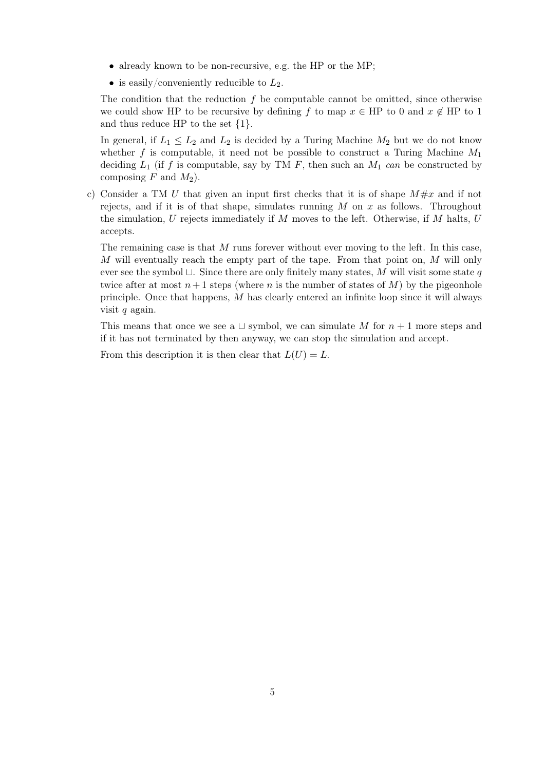- already known to be non-recursive, e.g. the HP or the MP;
- is easily/conveniently reducible to $L_2$.

The condition that the reduction $f$ be computable cannot be omitted, since otherwise we could show HP to be recursive by defining $f$ to map $x \in \text{HP}$ to 0 and $x \notin \text{HP}$ to 1 and thus reduce HP to the set $\{1\}$.

In general, if $L_1 \leq L_2$ and $L_2$ is decided by a Turing Machine $M_2$ but we do not know whether $f$ is computable, it need not be possible to construct a Turing Machine $M_1$ deciding $L_1$ (if $f$ is computable, say by TM $F$, then such an $M_1$ *can* be constructed by composing $F$ and $M_2$).

c) Consider a TM $U$ that given an input first checks that it is of shape $M\#x$ and if not rejects, and if it is of that shape, simulates running $M$ on $x$ as follows. Throughout the simulation, $U$ rejects immediately if $M$ moves to the left. Otherwise, if $M$ halts, $U$ accepts.

The remaining case is that $M$ runs forever without ever moving to the left. In this case, $M$ will eventually reach the empty part of the tape. From that point on, $M$ will only ever see the symbol $\sqcup$. Since there are only finitely many states, $M$ will visit some state $q$ twice after at most $n+1$ steps (where $n$ is the number of states of $M$) by the pigeonhole principle. Once that happens, $M$ has clearly entered an infinite loop since it will always visit $q$ again.

This means that once we see a $\sqcup$ symbol, we can simulate $M$ for $n+1$ more steps and if it has not terminated by then anyway, we can stop the simulation and accept.

From this description it is then clear that $L(U) = L$.